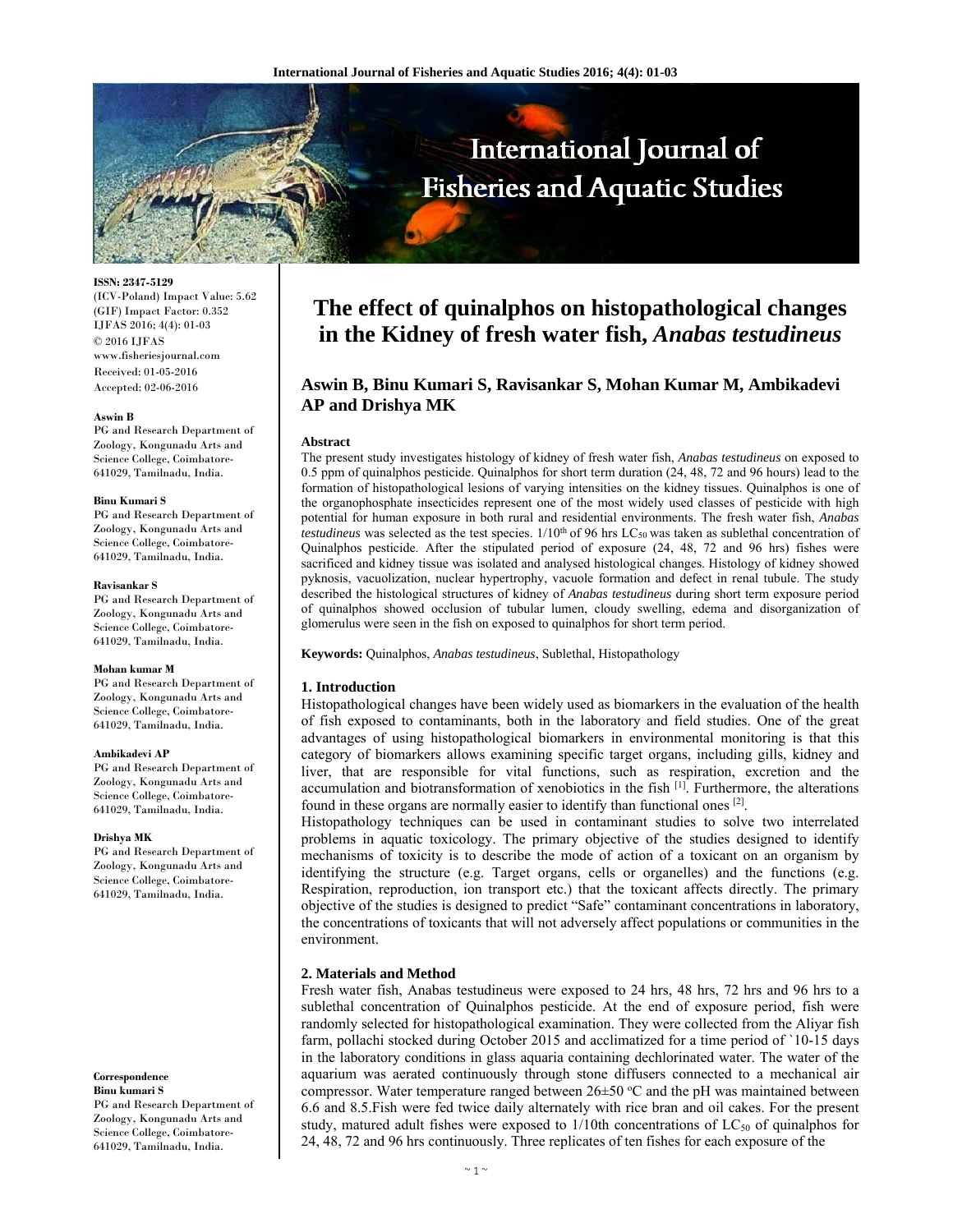# The effect of quinalphos on histopathological changes in the Kidney of fresh water fish, *Anabas testudineus*

## Aswin B, Binu Kumari S, Ravisankar S, Mohan Kumar M, Ambikadevi AP and Drishya MK

**ISSN: 2347-5129**
(ICV-Poland) Impact Value: 5.62
(GIF) Impact Factor: 0.352
IJFAS 2016; 4(4): 01-03
© 2016 IJFAS
www.fisheriesjournal.com
Received: 01-05-2016
Accepted: 02-06-2016

**Aswin B**
PG and Research Department of Zoology, Kongunadu Arts and Science College, Coimbatore-641029, Tamilnadu, India.

**Binu Kumari S**
PG and Research Department of Zoology, Kongunadu Arts and Science College, Coimbatore-641029, Tamilnadu, India.

**Ravisankar S**
PG and Research Department of Zoology, Kongunadu Arts and Science College, Coimbatore-641029, Tamilnadu, India.

**Mohan kumar M**
PG and Research Department of Zoology, Kongunadu Arts and Science College, Coimbatore-641029, Tamilnadu, India.

**Ambikadevi AP**
PG and Research Department of Zoology, Kongunadu Arts and Science College, Coimbatore-641029, Tamilnadu, India.

**Drishya MK**
PG and Research Department of Zoology, Kongunadu Arts and Science College, Coimbatore-641029, Tamilnadu, India.

**Correspondence**
**Binu kumari S**
PG and Research Department of Zoology, Kongunadu Arts and Science College, Coimbatore-641029, Tamilnadu, India.

### Abstract

The present study investigates histology of kidney of fresh water fish, *Anabas testudineus* on exposed to 0.5 ppm of quinalphos pesticide. Quinalphos for short term duration (24, 48, 72 and 96 hours) lead to the formation of histopathological lesions of varying intensities on the kidney tissues. Quinalphos is one of the organophosphate insecticides represent one of the most widely used classes of pesticide with high potential for human exposure in both rural and residential environments. The fresh water fish, *Anabas testudineus* was selected as the test species. 1/10th of 96 hrs $LC_{50}$ was taken as sublethal concentration of Quinalphos pesticide. After the stipulated period of exposure (24, 48, 72 and 96 hrs) fishes were sacrificed and kidney tissue was isolated and analysed histological changes. Histology of kidney showed pyknosis, vacuolization, nuclear hypertrophy, vacuole formation and defect in renal tubule. The study described the histological structures of kidney of *Anabas testudineus* during short term exposure period of quinalphos showed occlusion of tubular lumen, cloudy swelling, edema and disorganization of glomerulus were seen in the fish on exposed to quinalphos for short term period.

**Keywords:** Quinalphos, *Anabas testudineus*, Sublethal, Histopathology

### 1. Introduction

Histopathological changes have been widely used as biomarkers in the evaluation of the health of fish exposed to contaminants, both in the laboratory and field studies. One of the great advantages of using histopathological biomarkers in environmental monitoring is that this category of biomarkers allows examining specific target organs, including gills, kidney and liver, that are responsible for vital functions, such as respiration, excretion and the accumulation and biotransformation of xenobiotics in the fish [1]. Furthermore, the alterations found in these organs are normally easier to identify than functional ones [2].

Histopathology techniques can be used in contaminant studies to solve two interrelated problems in aquatic toxicology. The primary objective of the studies designed to identify mechanisms of toxicity is to describe the mode of action of a toxicant on an organism by identifying the structure (e.g. Target organs, cells or organelles) and the functions (e.g. Respiration, reproduction, ion transport etc.) that the toxicant affects directly. The primary objective of the studies is designed to predict "Safe" contaminant concentrations in laboratory, the concentrations of toxicants that will not adversely affect populations or communities in the environment.

### 2. Materials and Method

Fresh water fish, Anabas testudineus were exposed to 24 hrs, 48 hrs, 72 hrs and 96 hrs to a sublethal concentration of Quinalphos pesticide. At the end of exposure period, fish were randomly selected for histopathological examination. They were collected from the Aliyar fish farm, pollachi stocked during October 2015 and acclimatized for a time period of `10-15 days in the laboratory conditions in glass aquaria containing dechlorinated water. The water of the aquarium was aerated continuously through stone diffusers connected to a mechanical air compressor. Water temperature ranged between 26±50 °C and the pH was maintained between 6.6 and 8.5.Fish were fed twice daily alternately with rice bran and oil cakes. For the present study, matured adult fishes were exposed to 1/10th concentrations of $LC_{50}$ of quinalphos for 24, 48, 72 and 96 hrs continuously. Three replicates of ten fishes for each exposure of the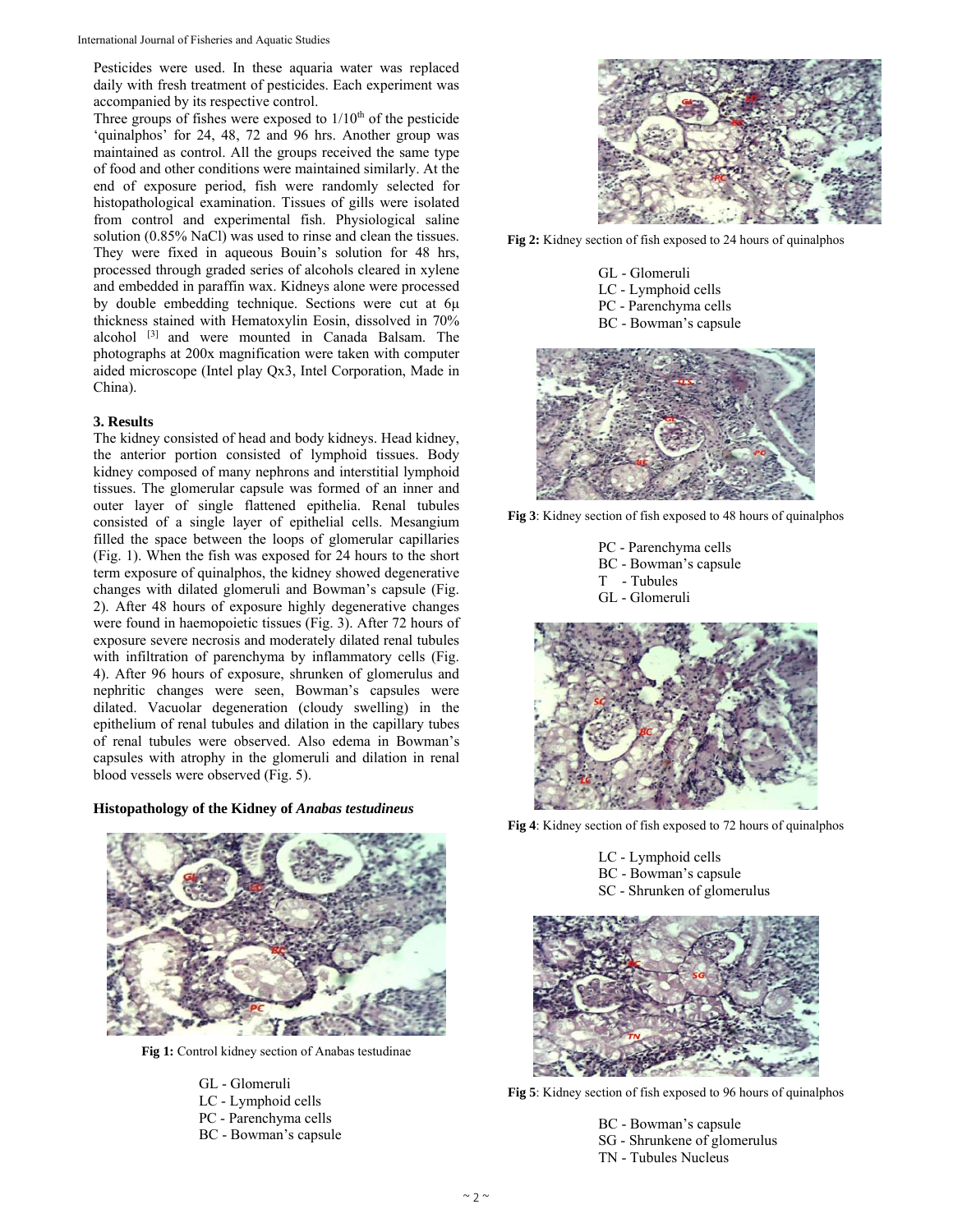Pesticides were used. In these aquaria water was replaced daily with fresh treatment of pesticides. Each experiment was accompanied by its respective control.

Three groups of fishes were exposed to $1/10^{th}$ of the pesticide 'quinalphos' for 24, 48, 72 and 96 hrs. Another group was maintained as control. All the groups received the same type of food and other conditions were maintained similarly. At the end of exposure period, fish were randomly selected for histopathological examination. Tissues of gills were isolated from control and experimental fish. Physiological saline solution (0.85% NaCl) was used to rinse and clean the tissues. They were fixed in aqueous Bouin's solution for 48 hrs, processed through graded series of alcohols cleared in xylene and embedded in paraffin wax. Kidneys alone were processed by double embedding technique. Sections were cut at 6μ thickness stained with Hematoxylin Eosin, dissolved in 70% alcohol [3] and were mounted in Canada Balsam. The photographs at 200x magnification were taken with computer aided microscope (Intel play Qx3, Intel Corporation, Made in China).

## 3. Results

The kidney consisted of head and body kidneys. Head kidney, the anterior portion consisted of lymphoid tissues. Body kidney composed of many nephrons and interstitial lymphoid tissues. The glomerular capsule was formed of an inner and outer layer of single flattened epithelia. Renal tubules consisted of a single layer of epithelial cells. Mesangium filled the space between the loops of glomerular capillaries (Fig. 1). When the fish was exposed for 24 hours to the short term exposure of quinalphos, the kidney showed degenerative changes with dilated glomeruli and Bowman's capsule (Fig. 2). After 48 hours of exposure highly degenerative changes were found in haemopoietic tissues (Fig. 3). After 72 hours of exposure severe necrosis and moderately dilated renal tubules with infiltration of parenchyma by inflammatory cells (Fig. 4). After 96 hours of exposure, shrunken of glomerulus and nephritic changes were seen, Bowman's capsules were dilated. Vacuolar degeneration (cloudy swelling) in the epithelium of renal tubules and dilation in the capillary tubes of renal tubules were observed. Also edema in Bowman's capsules with atrophy in the glomeruli and dilation in renal blood vessels were observed (Fig. 5).

### Histopathology of the Kidney of *Anabas testudineus*

**Fig 1:** Control kidney section of Anabas testudinae

GL - Glomeruli
LC - Lymphoid cells
PC - Parenchyma cells
BC - Bowman's capsule

**Fig 2:** Kidney section of fish exposed to 24 hours of quinalphos

GL - Glomeruli
LC - Lymphoid cells
PC - Parenchyma cells
BC - Bowman's capsule

**Fig 3**: Kidney section of fish exposed to 48 hours of quinalphos

PC - Parenchyma cells
BC - Bowman's capsule
T - Tubules
GL - Glomeruli

**Fig 4**: Kidney section of fish exposed to 72 hours of quinalphos

LC - Lymphoid cells
BC - Bowman's capsule
SC - Shrunken of glomerulus

**Fig 5**: Kidney section of fish exposed to 96 hours of quinalphos

BC - Bowman's capsule
SG - Shrunkene of glomerulus
TN - Tubules Nucleus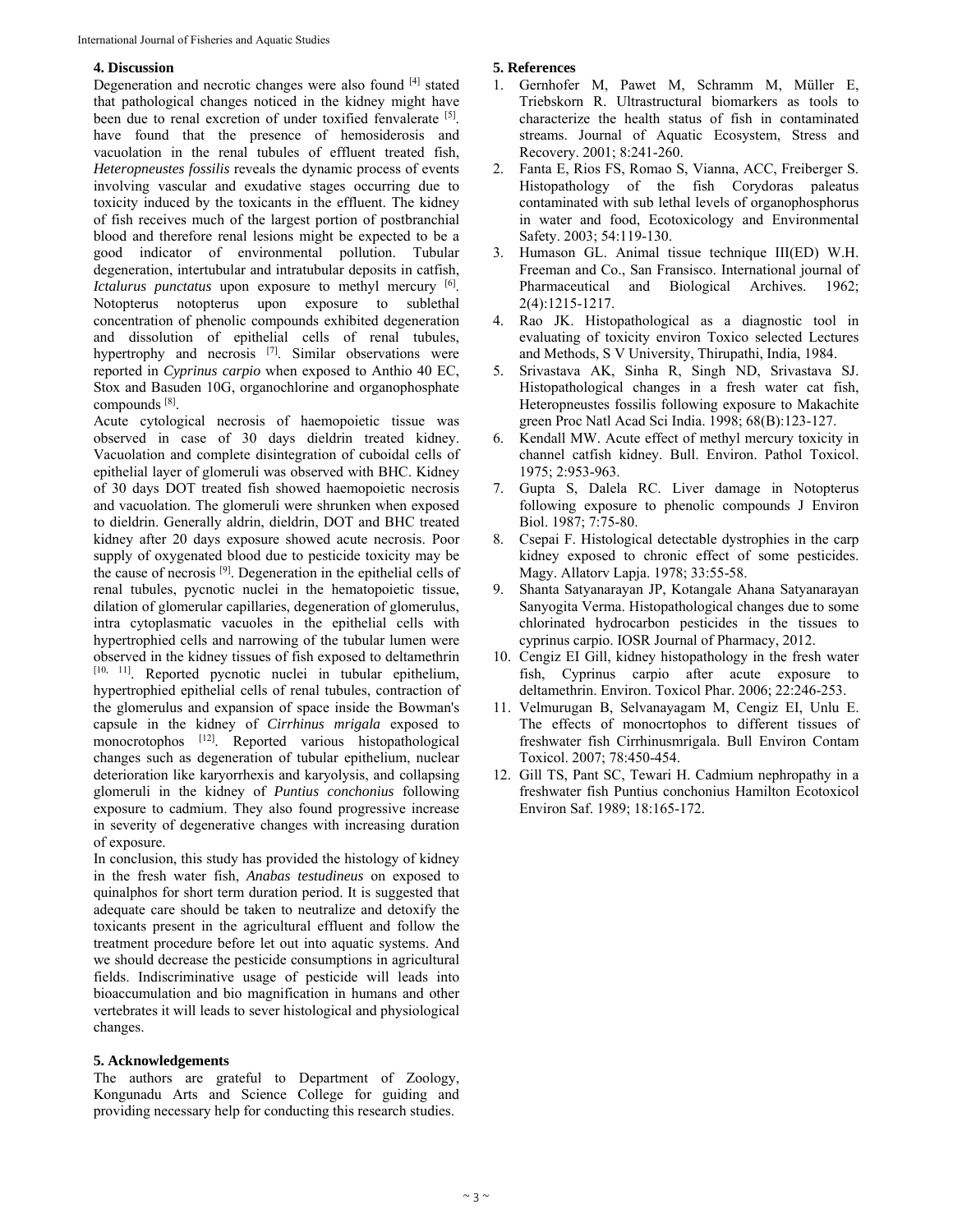## 4. Discussion

Degeneration and necrotic changes were also found [4] stated that pathological changes noticed in the kidney might have been due to renal excretion of under toxified fenvalerate [5]. have found that the presence of hemosiderosis and vacuolation in the renal tubules of effluent treated fish, *Heteropneustes fossilis* reveals the dynamic process of events involving vascular and exudative stages occurring due to toxicity induced by the toxicants in the effluent. The kidney of fish receives much of the largest portion of postbranchial blood and therefore renal lesions might be expected to be a good indicator of environmental pollution. Tubular degeneration, intertubular and intratubular deposits in catfish, *Ictalurus punctatus* upon exposure to methyl mercury [6]. Notopterus notopterus upon exposure to sublethal concentration of phenolic compounds exhibited degeneration and dissolution of epithelial cells of renal tubules, hypertrophy and necrosis [7]. Similar observations were reported in *Cyprinus carpio* when exposed to Anthio 40 EC, Stox and Basuden 10G, organochlorine and organophosphate compounds [8].

Acute cytological necrosis of haemopoietic tissue was observed in case of 30 days dieldrin treated kidney. Vacuolation and complete disintegration of cuboidal cells of epithelial layer of glomeruli was observed with BHC. Kidney of 30 days DOT treated fish showed haemopoietic necrosis and vacuolation. The glomeruli were shrunken when exposed to dieldrin. Generally aldrin, dieldrin, DOT and BHC treated kidney after 20 days exposure showed acute necrosis. Poor supply of oxygenated blood due to pesticide toxicity may be the cause of necrosis [9]. Degeneration in the epithelial cells of renal tubules, pycnotic nuclei in the hematopoietic tissue, dilation of glomerular capillaries, degeneration of glomerulus, intra cytoplasmatic vacuoles in the epithelial cells with hypertrophied cells and narrowing of the tubular lumen were observed in the kidney tissues of fish exposed to deltamethrin [10, 11]. Reported pycnotic nuclei in tubular epithelium, hypertrophied epithelial cells of renal tubules, contraction of the glomerulus and expansion of space inside the Bowman's capsule in the kidney of *Cirrhinus mrigala* exposed to monocrotophos [12]. Reported various histopathological changes such as degeneration of tubular epithelium, nuclear deterioration like karyorrhexis and karyolysis, and collapsing glomeruli in the kidney of *Puntius conchonius* following exposure to cadmium. They also found progressive increase in severity of degenerative changes with increasing duration of exposure.

In conclusion, this study has provided the histology of kidney in the fresh water fish, *Anabas testudineus* on exposed to quinalphos for short term duration period. It is suggested that adequate care should be taken to neutralize and detoxify the toxicants present in the agricultural effluent and follow the treatment procedure before let out into aquatic systems. And we should decrease the pesticide consumptions in agricultural fields. Indiscriminative usage of pesticide will leads into bioaccumulation and bio magnification in humans and other vertebrates it will leads to sever histological and physiological changes.

## 5. Acknowledgements

The authors are grateful to Department of Zoology, Kongunadu Arts and Science College for guiding and providing necessary help for conducting this research studies.

## 5. References

1. Gernhofer M, Pawet M, Schramm M, Müller E, Triebskorn R. Ultrastructural biomarkers as tools to characterize the health status of fish in contaminated streams. Journal of Aquatic Ecosystem, Stress and Recovery. 2001; 8:241-260.
2. Fanta E, Rios FS, Romao S, Vianna, ACC, Freiberger S. Histopathology of the fish Corydoras paleatus contaminated with sub lethal levels of organophosphorus in water and food, Ecotoxicology and Environmental Safety. 2003; 54:119-130.
3. Humason GL. Animal tissue technique III(ED) W.H. Freeman and Co., San Fransisco. International journal of Pharmaceutical and Biological Archives. 1962; 2(4):1215-1217.
4. Rao JK. Histopathological as a diagnostic tool in evaluating of toxicity environ Toxico selected Lectures and Methods, S V University, Thirupathi, India, 1984.
5. Srivastava AK, Sinha R, Singh ND, Srivastava SJ. Histopathological changes in a fresh water cat fish, Heteropneustes fossilis following exposure to Makachite green Proc Natl Acad Sci India. 1998; 68(B):123-127.
6. Kendall MW. Acute effect of methyl mercury toxicity in channel catfish kidney. Bull. Environ. Pathol Toxicol. 1975; 2:953-963.
7. Gupta S, Dalela RC. Liver damage in Notopterus following exposure to phenolic compounds J Environ Biol. 1987; 7:75-80.
8. Csepai F. Histological detectable dystrophies in the carp kidney exposed to chronic effect of some pesticides. Magy. Allatorv Lapja. 1978; 33:55-58.
9. Shanta Satyanarayan JP, Kotangale Ahana Satyanarayan Sanyogita Verma. Histopathological changes due to some chlorinated hydrocarbon pesticides in the tissues to cyprinus carpio. IOSR Journal of Pharmacy, 2012.
10. Cengiz EI Gill, kidney histopathology in the fresh water fish, Cyprinus carpio after acute exposure to deltamethrin. Environ. Toxicol Phar. 2006; 22:246-253.
11. Velmurugan B, Selvanayagam M, Cengiz EI, Unlu E. The effects of monocrtophos to different tissues of freshwater fish Cirrhinusmrigala. Bull Environ Contam Toxicol. 2007; 78:450-454.
12. Gill TS, Pant SC, Tewari H. Cadmium nephropathy in a freshwater fish Puntius conchonius Hamilton Ecotoxicol Environ Saf. 1989; 18:165-172.